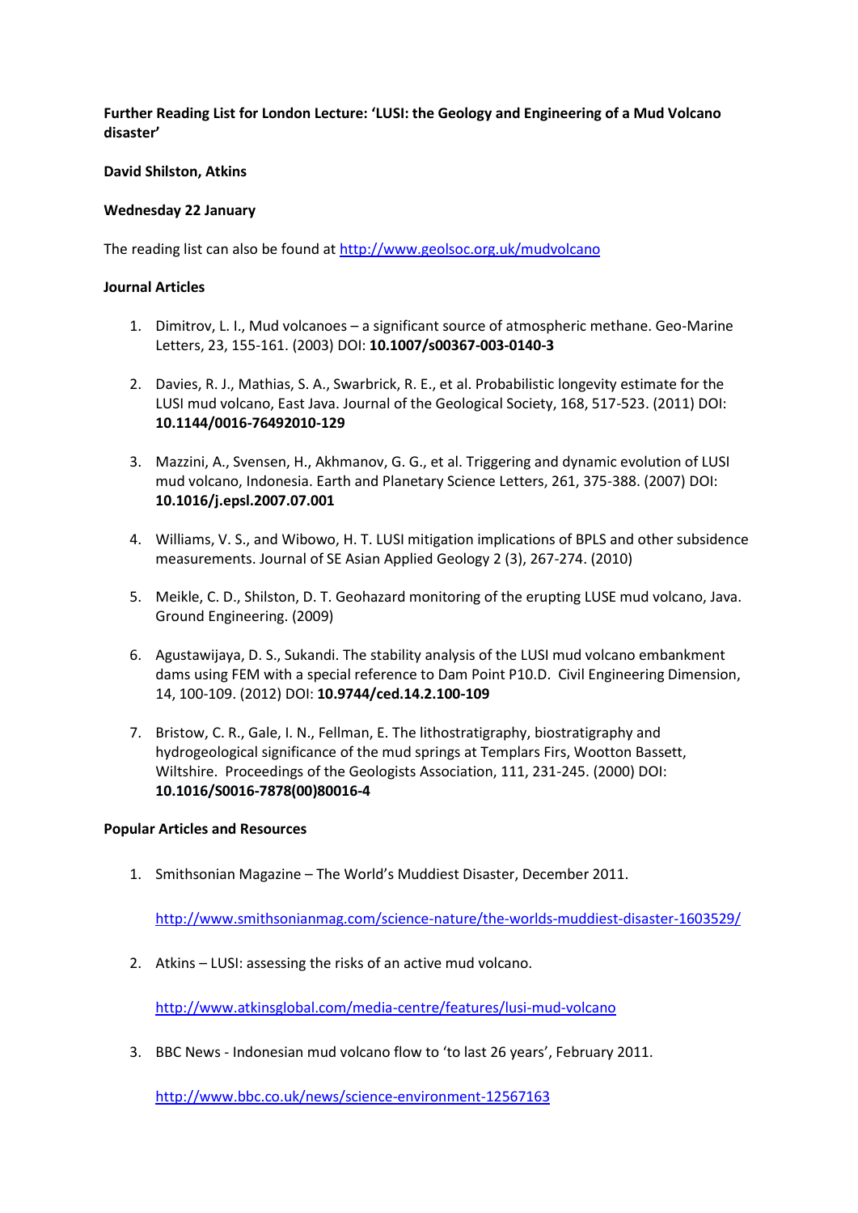**Further Reading List for London Lecture: 'LUSI: the Geology and Engineering of a Mud Volcano disaster'**

**David Shilston, Atkins**

**Wednesday 22 January**

The reading list can also be found at http://www.geolsoc.org.uk/mudvolcano

**Journal Articles**

1. Dimitrov, L. I., Mud volcanoes – a significant source of atmospheric methane. Geo-Marine Letters, 23, 155-161. (2003) DOI: **10.1007/s00367-003-0140-3**

2. Davies, R. J., Mathias, S. A., Swarbrick, R. E., et al. Probabilistic longevity estimate for the LUSI mud volcano, East Java. Journal of the Geological Society, 168, 517-523. (2011) DOI: **10.1144/0016-76492010-129**

3. Mazzini, A., Svensen, H., Akhmanov, G. G., et al. Triggering and dynamic evolution of LUSI mud volcano, Indonesia. Earth and Planetary Science Letters, 261, 375-388. (2007) DOI: **10.1016/j.epsl.2007.07.001**

4. Williams, V. S., and Wibowo, H. T. LUSI mitigation implications of BPLS and other subsidence measurements. Journal of SE Asian Applied Geology 2 (3), 267-274. (2010)

5. Meikle, C. D., Shilston, D. T. Geohazard monitoring of the erupting LUSE mud volcano, Java. Ground Engineering. (2009)

6. Agustawijaya, D. S., Sukandi. The stability analysis of the LUSI mud volcano embankment dams using FEM with a special reference to Dam Point P10.D. Civil Engineering Dimension, 14, 100-109. (2012) DOI: **10.9744/ced.14.2.100-109**

7. Bristow, C. R., Gale, I. N., Fellman, E. The lithostratigraphy, biostratigraphy and hydrogeological significance of the mud springs at Templars Firs, Wootton Bassett, Wiltshire. Proceedings of the Geologists Association, 111, 231-245. (2000) DOI: **10.1016/S0016-7878(00)80016-4**

**Popular Articles and Resources**

1. Smithsonian Magazine – The World's Muddiest Disaster, December 2011.

   http://www.smithsonianmag.com/science-nature/the-worlds-muddiest-disaster-1603529/

2. Atkins – LUSI: assessing the risks of an active mud volcano.

   http://www.atkinsglobal.com/media-centre/features/lusi-mud-volcano

3. BBC News - Indonesian mud volcano flow to 'to last 26 years', February 2011.

   http://www.bbc.co.uk/news/science-environment-12567163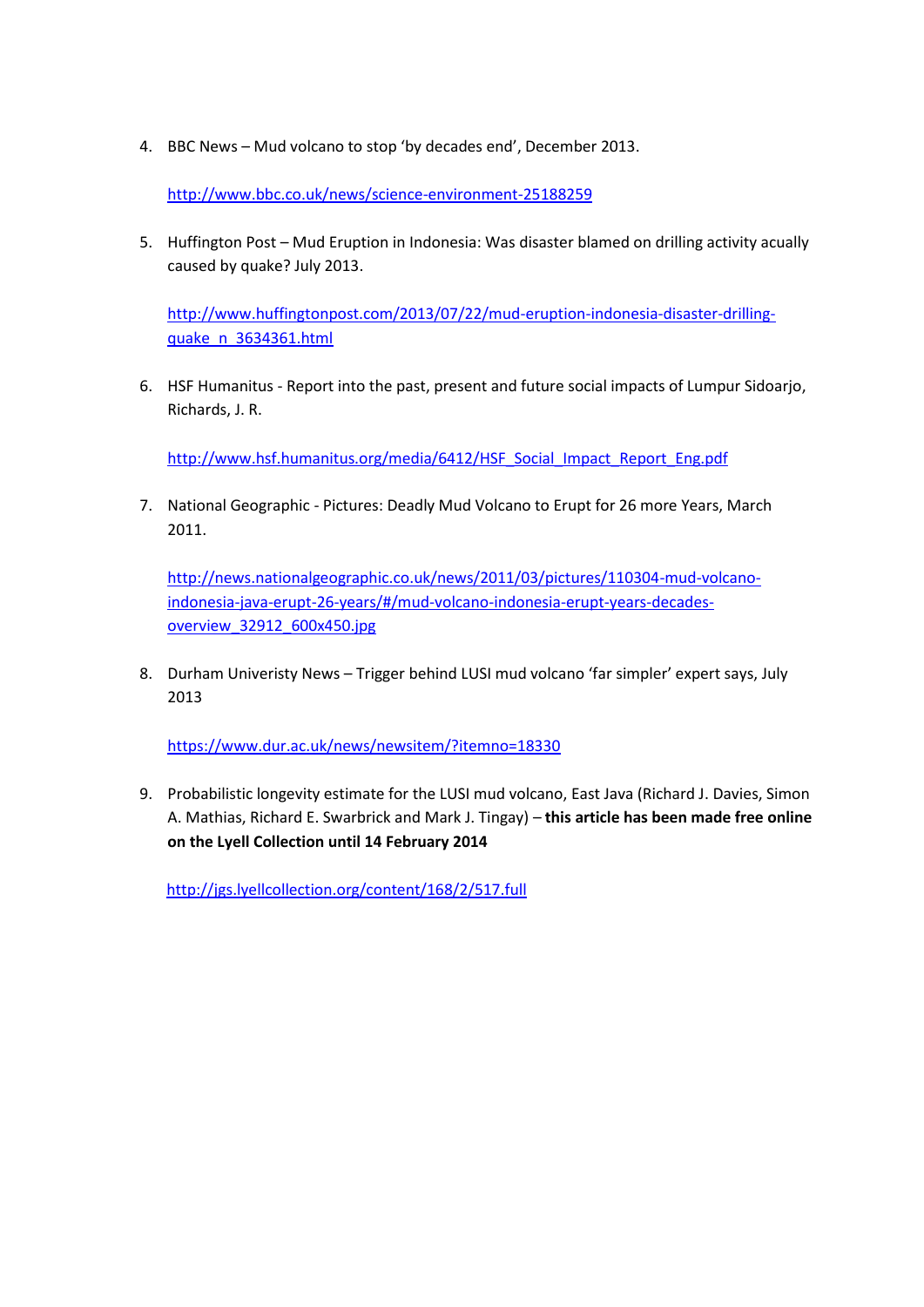4. BBC News – Mud volcano to stop 'by decades end', December 2013.

   http://www.bbc.co.uk/news/science-environment-25188259

5. Huffington Post – Mud Eruption in Indonesia: Was disaster blamed on drilling activity acually caused by quake? July 2013.

   http://www.huffingtonpost.com/2013/07/22/mud-eruption-indonesia-disaster-drilling-quake_n_3634361.html

6. HSF Humanitus - Report into the past, present and future social impacts of Lumpur Sidoarjo, Richards, J. R.

   http://www.hsf.humanitus.org/media/6412/HSF_Social_Impact_Report_Eng.pdf

7. National Geographic - Pictures: Deadly Mud Volcano to Erupt for 26 more Years, March 2011.

   http://news.nationalgeographic.co.uk/news/2011/03/pictures/110304-mud-volcano-indonesia-java-erupt-26-years/#/mud-volcano-indonesia-erupt-years-decades-overview_32912_600x450.jpg

8. Durham Univeristy News – Trigger behind LUSI mud volcano 'far simpler' expert says, July 2013

   https://www.dur.ac.uk/news/newsitem/?itemno=18330

9. Probabilistic longevity estimate for the LUSI mud volcano, East Java (Richard J. Davies, Simon A. Mathias, Richard E. Swarbrick and Mark J. Tingay) – **this article has been made free online on the Lyell Collection until 14 February 2014**

   http://jgs.lyellcollection.org/content/168/2/517.full